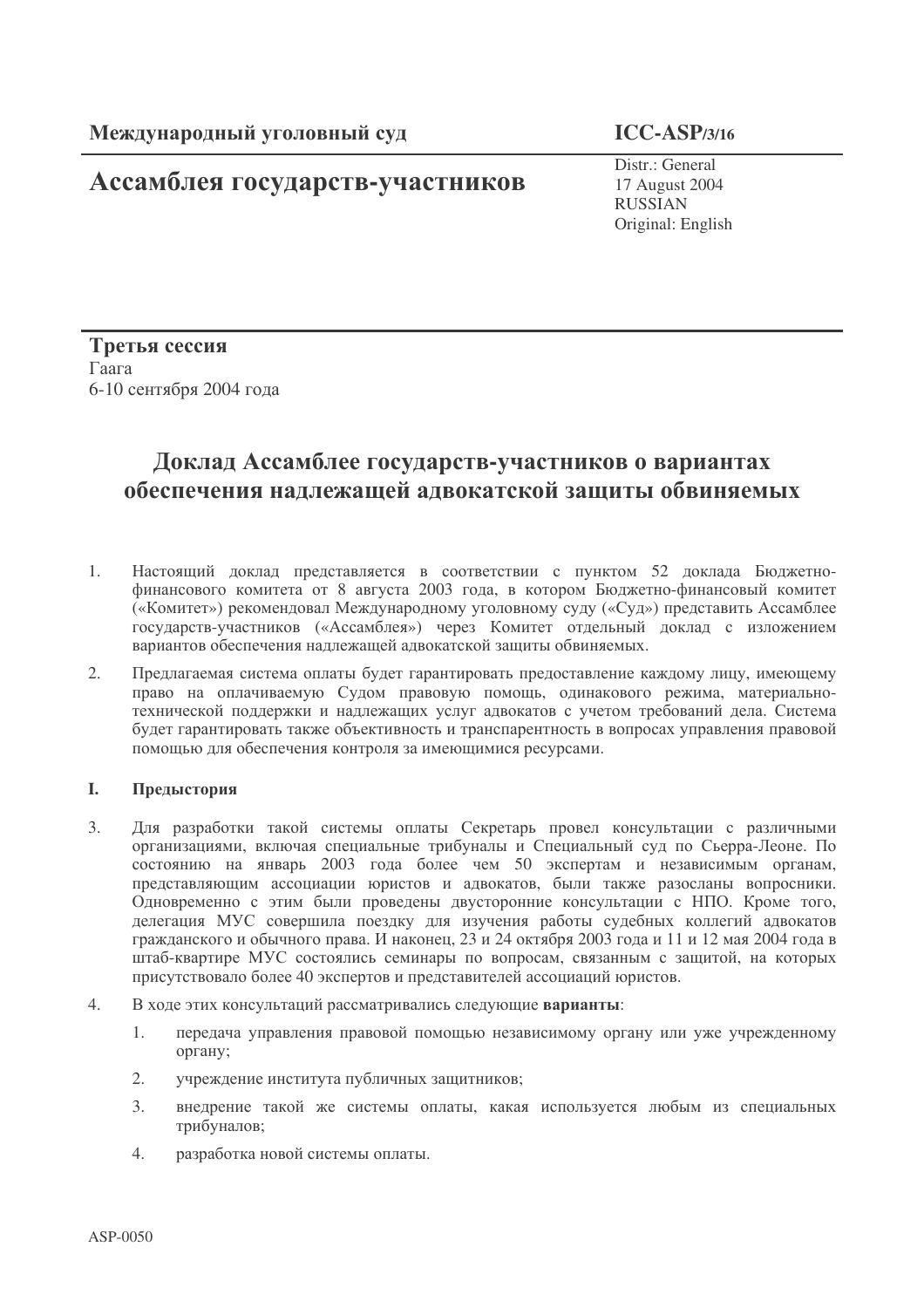**Международный уголовный суд**

# Ассамблея государств-участников

**ICC-ASP/3/16**

Distr.: General
17 August 2004
RUSSIAN
Original: English

**Третья сессия**
Гаага
6-10 сентября 2004 года

## Доклад Ассамблее государств-участников о вариантах обеспечения надлежащей адвокатской защиты обвиняемых

1. Настоящий доклад представляется в соответствии с пунктом 52 доклада Бюджетно-финансового комитета от 8 августа 2003 года, в котором Бюджетно-финансовый комитет («Комитет») рекомендовал Международному уголовному суду («Суд») представить Ассамблее государств-участников («Ассамблея») через Комитет отдельный доклад с изложением вариантов обеспечения надлежащей адвокатской защиты обвиняемых.

2. Предлагаемая система оплаты будет гарантировать предоставление каждому лицу, имеющему право на оплачиваемую Судом правовую помощь, одинакового режима, материально-технической поддержки и надлежащих услуг адвокатов с учетом требований дела. Система будет гарантировать также объективность и транспарентность в вопросах управления правовой помощью для обеспечения контроля за имеющимися ресурсами.

### I. Предыстория

3. Для разработки такой системы оплаты Секретарь провел консультации с различными организациями, включая специальные трибуналы и Специальный суд по Сьерра-Леоне. По состоянию на январь 2003 года более чем 50 экспертам и независимым органам, представляющим ассоциации юристов и адвокатов, были также разосланы вопросники. Одновременно с этим были проведены двусторонние консультации с НПО. Кроме того, делегация МУС совершила поездку для изучения работы судебных коллегий адвокатов гражданского и обычного права. И наконец, 23 и 24 октября 2003 года и 11 и 12 мая 2004 года в штаб-квартире МУС состоялись семинары по вопросам, связанным с защитой, на которых присутствовало более 40 экспертов и представителей ассоциаций юристов.

4. В ходе этих консультаций рассматривались следующие **варианты**:

    1. передача управления правовой помощью независимому органу или уже учрежденному органу;

    2. учреждение института публичных защитников;

    3. внедрение такой же системы оплаты, какая используется любым из специальных трибуналов;

    4. разработка новой системы оплаты.

ASP-0050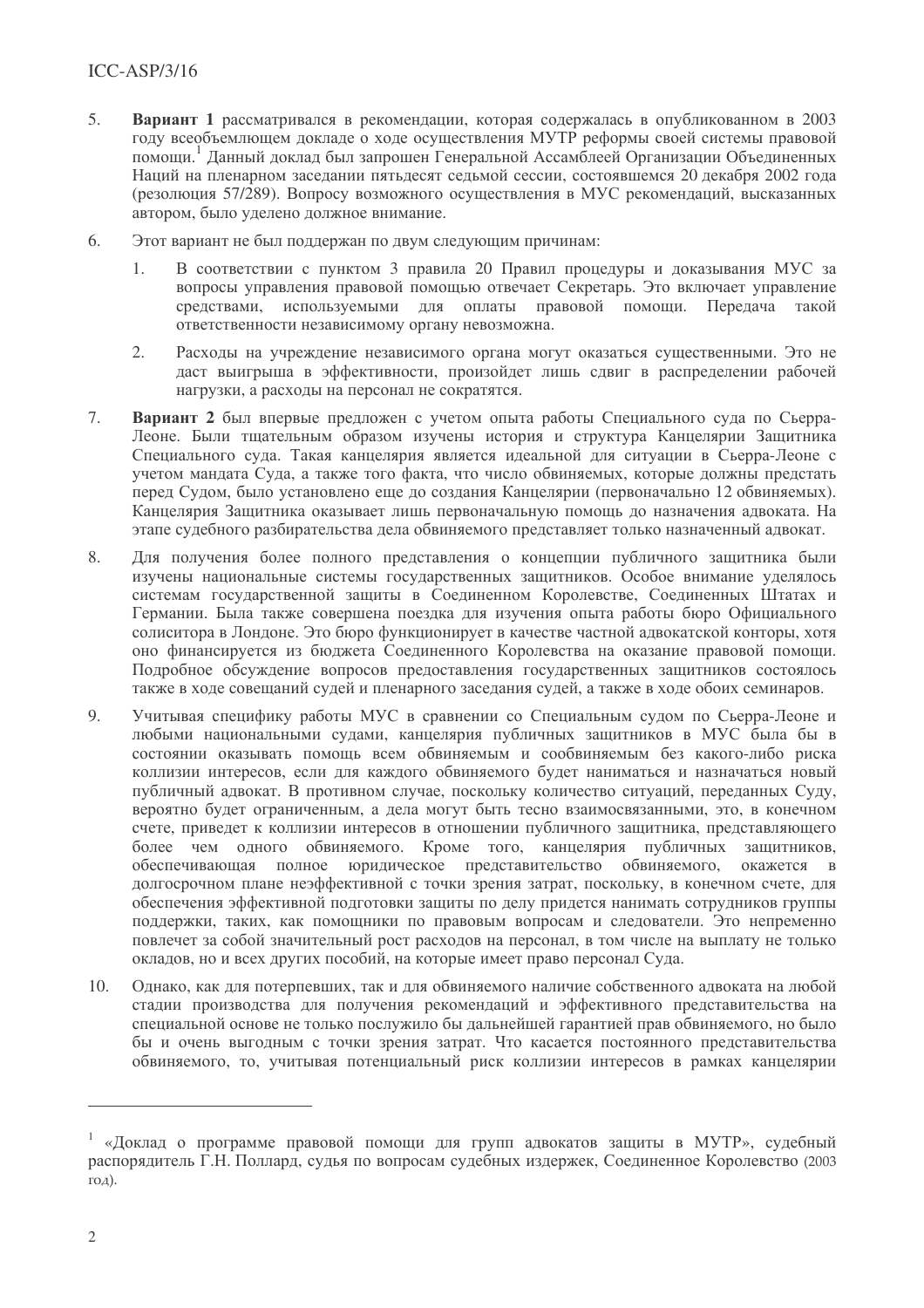5. **Вариант 1** рассматривался в рекомендации, которая содержалась в опубликованном в 2003 году всеобъемлющем докладе о ходе осуществления МУТР реформы своей системы правовой помощи.[1] Данный доклад был запрошен Генеральной Ассамблеей Организации Объединенных Наций на пленарном заседании пятьдесят седьмой сессии, состоявшемся 20 декабря 2002 года (резолюция 57/289). Вопросу возможного осуществления в МУС рекомендаций, высказанных автором, было уделено должное внимание.

6. Этот вариант не был поддержан по двум следующим причинам:

   1. В соответствии с пунктом 3 правила 20 Правил процедуры и доказывания МУС за вопросы управления правовой помощью отвечает Секретарь. Это включает управление средствами, используемыми для оплаты правовой помощи. Передача такой ответственности независимому органу невозможна.

   2. Расходы на учреждение независимого органа могут оказаться существенными. Это не даст выигрыша в эффективности, произойдет лишь сдвиг в распределении рабочей нагрузки, а расходы на персонал не сократятся.

7. **Вариант 2** был впервые предложен с учетом опыта работы Специального суда по Сьерра-Леоне. Были тщательным образом изучены история и структура Канцелярии Защитника Специального суда. Такая канцелярия является идеальной для ситуации в Сьерра-Леоне с учетом мандата Суда, а также того факта, что число обвиняемых, которые должны предстать перед Судом, было установлено еще до создания Канцелярии (первоначально 12 обвиняемых). Канцелярия Защитника оказывает лишь первоначальную помощь до назначения адвоката. На этапе судебного разбирательства дела обвиняемого представляет только назначенный адвокат.

8. Для получения более полного представления о концепции публичного защитника были изучены национальные системы государственных защитников. Особое внимание уделялось системам государственной защиты в Соединенном Королевстве, Соединенных Штатах и Германии. Была также совершена поездка для изучения опыта работы бюро Официального солиситора в Лондоне. Это бюро функционирует в качестве частной адвокатской конторы, хотя оно финансируется из бюджета Соединенного Королевства на оказание правовой помощи. Подробное обсуждение вопросов предоставления государственных защитников состоялось также в ходе совещаний судей и пленарного заседания судей, а также в ходе обоих семинаров.

9. Учитывая специфику работы МУС в сравнении со Специальным судом по Сьерра-Леоне и любыми национальными судами, канцелярия публичных защитников в МУС была бы в состоянии оказывать помощь всем обвиняемым и сообвиняемым без какого-либо риска коллизии интересов, если для каждого обвиняемого будет наниматься и назначаться новый публичный адвокат. В противном случае, поскольку количество ситуаций, переданных Суду, вероятно будет ограниченным, а дела могут быть тесно взаимосвязанными, это, в конечном счете, приведет к коллизии интересов в отношении публичного защитника, представляющего более чем одного обвиняемого. Кроме того, канцелярия публичных защитников, обеспечивающая полное юридическое представительство обвиняемого, окажется в долгосрочном плане неэффективной с точки зрения затрат, поскольку, в конечном счете, для обеспечения эффективной подготовки защиты по делу придется нанимать сотрудников группы поддержки, таких, как помощники по правовым вопросам и следователи. Это непременно повлечет за собой значительный рост расходов на персонал, в том числе на выплату не только окладов, но и всех других пособий, на которые имеет право персонал Суда.

10. Однако, как для потерпевших, так и для обвиняемого наличие собственного адвоката на любой стадии производства для получения рекомендаций и эффективного представительства на специальной основе не только послужило бы дальнейшей гарантией прав обвиняемого, но было бы и очень выгодным с точки зрения затрат. Что касается постоянного представительства обвиняемого, то, учитывая потенциальный риск коллизии интересов в рамках канцелярии

---

[1] «Доклад о программе правовой помощи для групп адвокатов защиты в МУТР», судебный распорядитель Г.Н. Поллард, судья по вопросам судебных издержек, Соединенное Королевство (2003 год).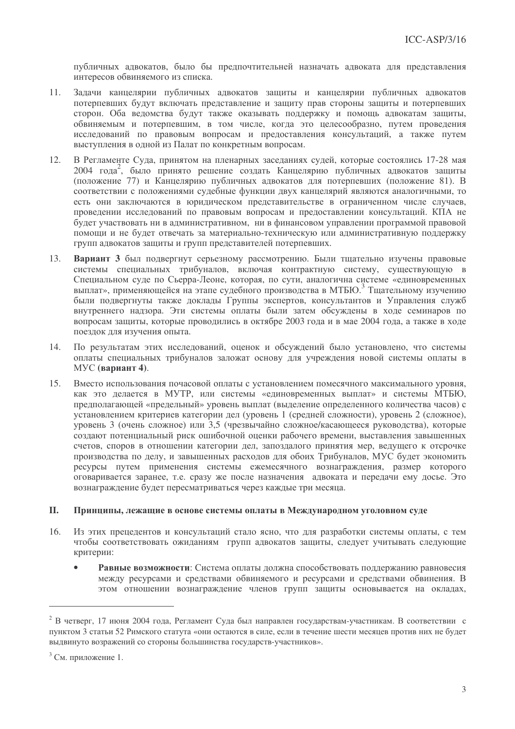публичных адвокатов, было бы предпочтительней назначать адвоката для представления интересов обвиняемого из списка.

11. Задачи канцелярии публичных адвокатов защиты и канцелярии публичных адвокатов потерпевших будут включать представление и защиту прав стороны защиты и потерпевших сторон. Оба ведомства будут также оказывать поддержку и помощь адвокатам защиты, обвиняемым и потерпевшим, в том числе, когда это целесообразно, путем проведения исследований по правовым вопросам и предоставления консультаций, а также путем выступления в одной из Палат по конкретным вопросам.

12. В Регламенте Суда, принятом на пленарных заседаниях судей, которые состоялись 17-28 мая 2004 года[2], было принято решение создать Канцелярию публичных адвокатов защиты (положение 77) и Канцелярию публичных адвокатов для потерпевших (положение 81). В соответствии с положениями судебные функции двух канцелярий являются аналогичными, то есть они заключаются в юридическом представительстве в ограниченном числе случаев, проведении исследований по правовым вопросам и предоставлении консультаций. КПА не будет участвовать ни в административном, ни в финансовом управлении программой правовой помощи и не будет отвечать за материально-техническую или административную поддержку групп адвокатов защиты и групп представителей потерпевших.

13. **Вариант 3** был подвергнут серьезному рассмотрению. Были тщательно изучены правовые системы специальных трибуналов, включая контрактную систему, существующую в Специальном суде по Сьерра-Леоне, которая, по сути, аналогична системе «единовременных выплат», применяющейся на этапе судебного производства в МТБЮ.[3] Тщательному изучению были подвергнуты также доклады Группы экспертов, консультантов и Управления служб внутреннего надзора. Эти системы оплаты были затем обсуждены в ходе семинаров по вопросам защиты, которые проводились в октябре 2003 года и в мае 2004 года, а также в ходе поездок для изучения опыта.

14. По результатам этих исследований, оценок и обсуждений было установлено, что системы оплаты специальных трибуналов заложат основу для учреждения новой системы оплаты в МУС **(вариант 4)**.

15. Вместо использования почасовой оплаты с установлением помесячного максимального уровня, как это делается в МУТР, или системы «единовременных выплат» и системы МТБЮ, предполагающей «предельный» уровень выплат (выделение определенного количества часов) с установлением критериев категории дел (уровень 1 (средней сложности), уровень 2 (сложное), уровень 3 (очень сложное) или 3,5 (чрезвычайно сложное/касающееся руководства), которые создают потенциальный риск ошибочной оценки рабочего времени, выставления завышенных счетов, споров в отношении категории дел, запоздалого принятия мер, ведущего к отсрочке производства по делу, и завышенных расходов для обоих Трибуналов, МУС будет экономить ресурсы путем применения системы ежемесячного вознаграждения, размер которого оговаривается заранее, т.е. сразу же после назначения адвоката и передачи ему досье. Это вознаграждение будет пересматриваться через каждые три месяца.

## II. Принципы, лежащие в основе системы оплаты в Международном уголовном суде

16. Из этих прецедентов и консультаций стало ясно, что для разработки системы оплаты, с тем чтобы соответствовать ожиданиям групп адвокатов защиты, следует учитывать следующие критерии:

- **Равные возможности**: Система оплаты должна способствовать поддержанию равновесия между ресурсами и средствами обвиняемого и ресурсами и средствами обвинения. В этом отношении вознаграждение членов групп защиты основывается на окладах,

---

[2] В четверг, 17 июня 2004 года, Регламент Суда был направлен государствам-участникам. В соответствии с пунктом 3 статьи 52 Римского статута «они остаются в силе, если в течение шести месяцев против них не будет выдвинуто возражений со стороны большинства государств-участников».

[3] См. приложение 1.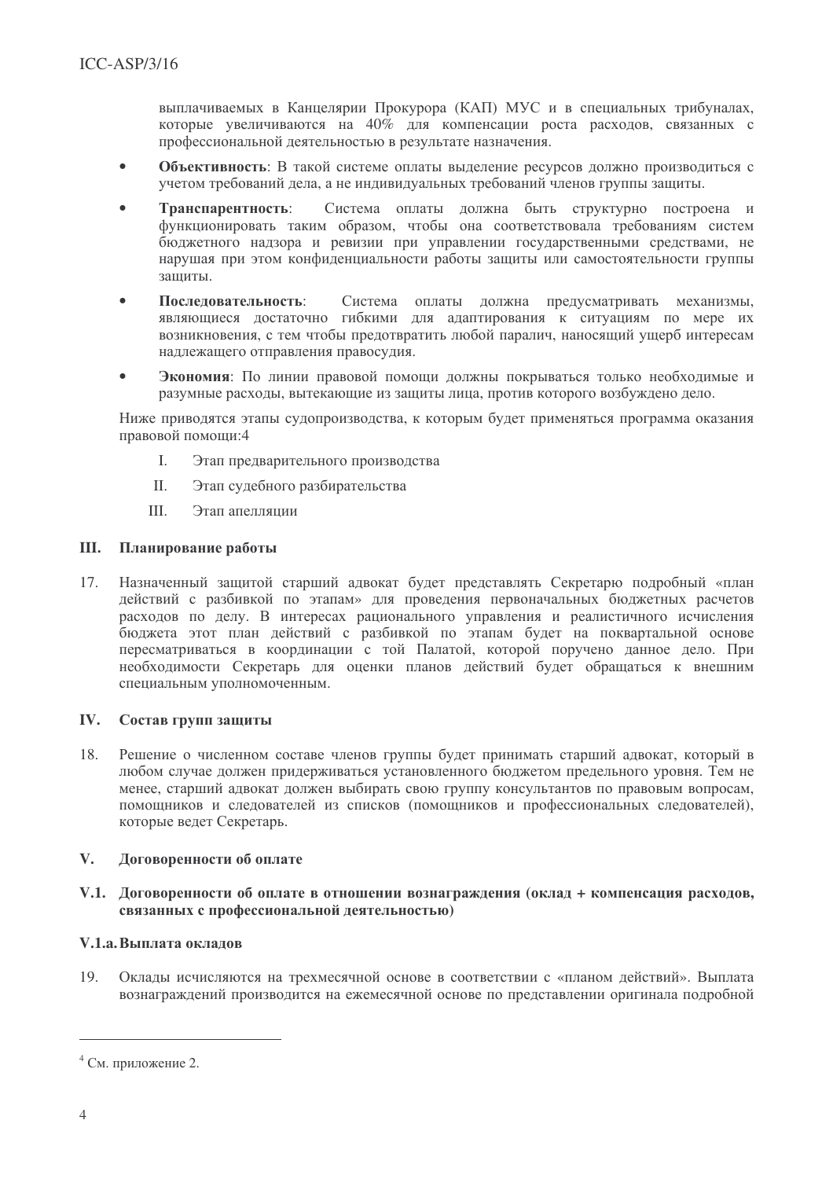выплачиваемых в Канцелярии Прокурора (КАП) МУС и в специальных трибуналах, которые увеличиваются на 40% для компенсации роста расходов, связанных с профессиональной деятельностью в результате назначения.

- **Объективность**: В такой системе оплаты выделение ресурсов должно производиться с учетом требований дела, а не индивидуальных требований членов группы защиты.
- **Транспарентность**: Система оплаты должна быть структурно построена и функционировать таким образом, чтобы она соответствовала требованиям систем бюджетного надзора и ревизии при управлении государственными средствами, не нарушая при этом конфиденциальности работы защиты или самостоятельности группы защиты.
- **Последовательность**: Система оплаты должна предусматривать механизмы, являющиеся достаточно гибкими для адаптирования к ситуациям по мере их возникновения, с тем чтобы предотвратить любой паралич, наносящий ущерб интересам надлежащего отправления правосудия.
- **Экономия**: По линии правовой помощи должны покрываться только необходимые и разумные расходы, вытекающие из защиты лица, против которого возбуждено дело.

Ниже приводятся этапы судопроизводства, к которым будет применяться программа оказания правовой помощи:[4]

I. Этап предварительного производства

II. Этап судебного разбирательства

III. Этап апелляции

## III. Планирование работы

17. Назначенный защитой старший адвокат будет представлять Секретарю подробный «план действий с разбивкой по этапам» для проведения первоначальных бюджетных расчетов расходов по делу. В интересах рационального управления и реалистичного исчисления бюджета этот план действий с разбивкой по этапам будет на поквартальной основе пересматриваться в координации с той Палатой, которой поручено данное дело. При необходимости Секретарь для оценки планов действий будет обращаться к внешним специальным уполномоченным.

## IV. Состав групп защиты

18. Решение о численном составе членов группы будет принимать старший адвокат, который в любом случае должен придерживаться установленного бюджетом предельного уровня. Тем не менее, старший адвокат должен выбирать свою группу консультантов по правовым вопросам, помощников и следователей из списков (помощников и профессиональных следователей), которые ведет Секретарь.

## V. Договоренности об оплате

### V.1. Договоренности об оплате в отношении вознаграждения (оклад + компенсация расходов, связанных с профессиональной деятельностью)

#### V.1.a. Выплата окладов

19. Оклады исчисляются на трехмесячной основе в соответствии с «планом действий». Выплата вознаграждений производится на ежемесячной основе по представлении оригинала подробной

---

[4] См. приложение 2.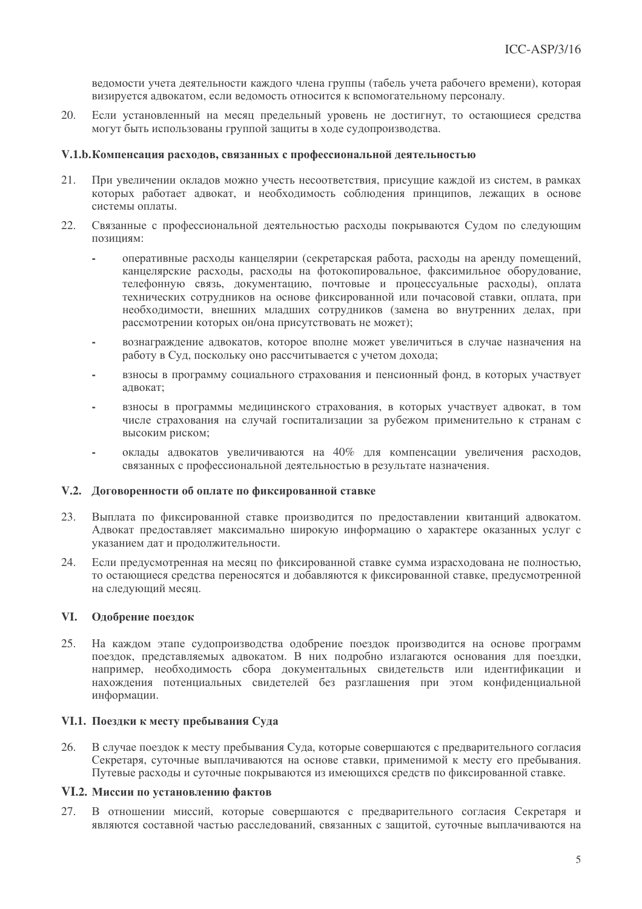ведомости учета деятельности каждого члена группы (табель учета рабочего времени), которая визируется адвокатом, если ведомость относится к вспомогательному персоналу.

20. Если установленный на месяц предельный уровень не достигнут, то остающиеся средства могут быть использованы группой защиты в ходе судопроизводства.

### V.1.b. Компенсация расходов, связанных с профессиональной деятельностью

21. При увеличении окладов можно учесть несоответствия, присущие каждой из систем, в рамках которых работает адвокат, и необходимость соблюдения принципов, лежащих в основе системы оплаты.

22. Связанные с профессиональной деятельностью расходы покрываются Судом по следующим позициям:

- оперативные расходы канцелярии (секретарская работа, расходы на аренду помещений, канцелярские расходы, расходы на фотокопировальное, факсимильное оборудование, телефонную связь, документацию, почтовые и процессуальные расходы), оплата технических сотрудников на основе фиксированной или почасовой ставки, оплата, при необходимости, внешних младших сотрудников (замена во внутренних делах, при рассмотрении которых он/она присутствовать не может);
- вознаграждение адвокатов, которое вполне может увеличиться в случае назначения на работу в Суд, поскольку оно рассчитывается с учетом дохода;
- взносы в программу социального страхования и пенсионный фонд, в которых участвует адвокат;
- взносы в программы медицинского страхования, в которых участвует адвокат, в том числе страхования на случай госпитализации за рубежом применительно к странам с высоким риском;
- оклады адвокатов увеличиваются на 40% для компенсации увеличения расходов, связанных с профессиональной деятельностью в результате назначения.

### V.2. Договоренности об оплате по фиксированной ставке

23. Выплата по фиксированной ставке производится по предоставлении квитанций адвокатом. Адвокат предоставляет максимально широкую информацию о характере оказанных услуг с указанием дат и продолжительности.

24. Если предусмотренная на месяц по фиксированной ставке сумма израсходована не полностью, то остающиеся средства переносятся и добавляются к фиксированной ставке, предусмотренной на следующий месяц.

## VI. Одобрение поездок

25. На каждом этапе судопроизводства одобрение поездок производится на основе программ поездок, представляемых адвокатом. В них подробно излагаются основания для поездки, например, необходимость сбора документальных свидетельств или идентификации и нахождения потенциальных свидетелей без разглашения при этом конфиденциальной информации.

### VI.1. Поездки к месту пребывания Суда

26. В случае поездок к месту пребывания Суда, которые совершаются с предварительного согласия Секретаря, суточные выплачиваются на основе ставки, применимой к месту его пребывания. Путевые расходы и суточные покрываются из имеющихся средств по фиксированной ставке.

### VI.2. Миссии по установлению фактов

27. В отношении миссий, которые совершаются с предварительного согласия Секретаря и являются составной частью расследований, связанных с защитой, суточные выплачиваются на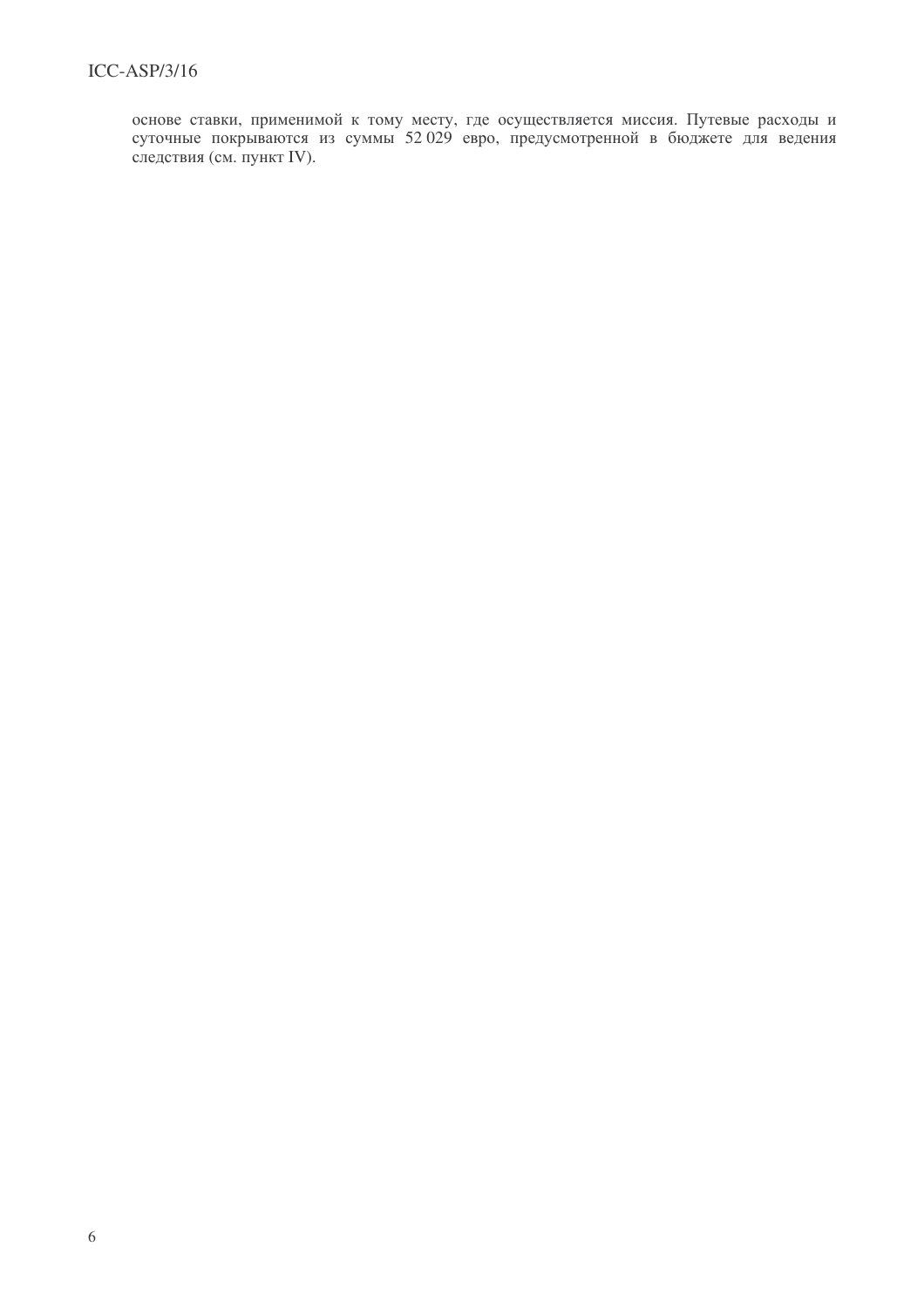основе ставки, применимой к тому месту, где осуществляется миссия. Путевые расходы и суточные покрываются из суммы 52 029 евро, предусмотренной в бюджете для ведения следствия (см. пункт IV).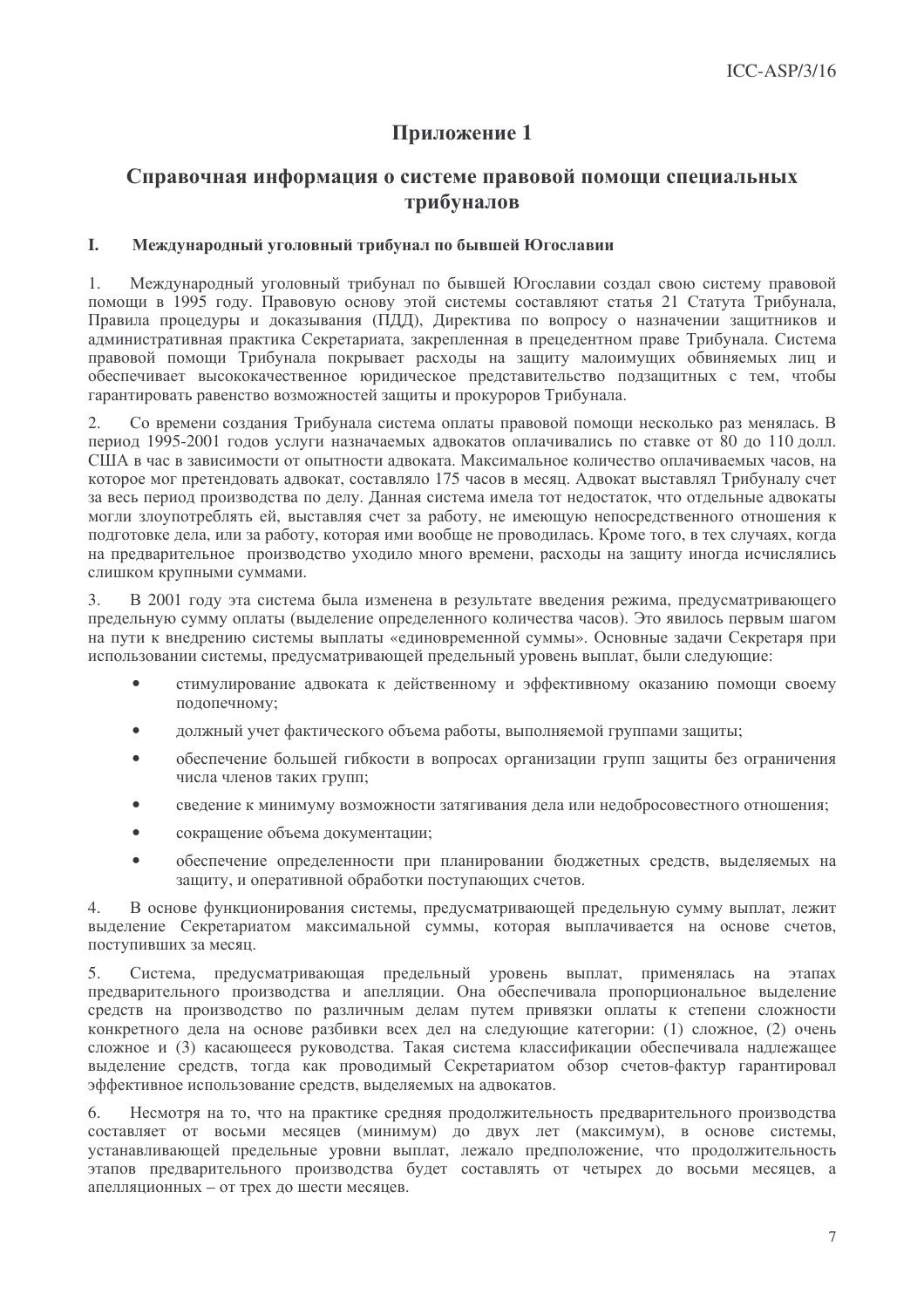# Приложение 1

## Справочная информация о системе правовой помощи специальных трибуналов

### I. Международный уголовный трибунал по бывшей Югославии

1. Международный уголовный трибунал по бывшей Югославии создал свою систему правовой помощи в 1995 году. Правовую основу этой системы составляют статья 21 Статута Трибунала, Правила процедуры и доказывания (ПДД), Директива по вопросу о назначении защитников и административная практика Секретариата, закрепленная в прецедентном праве Трибунала. Система правовой помощи Трибунала покрывает расходы на защиту малоимущих обвиняемых лиц и обеспечивает высококачественное юридическое представительство подзащитных с тем, чтобы гарантировать равенство возможностей защиты и прокуроров Трибунала.

2. Со времени создания Трибунала система оплаты правовой помощи несколько раз менялась. В период 1995-2001 годов услуги назначаемых адвокатов оплачивались по ставке от 80 до 110 долл. США в час в зависимости от опытности адвоката. Максимальное количество оплачиваемых часов, на которое мог претендовать адвокат, составляло 175 часов в месяц. Адвокат выставлял Трибуналу счет за весь период производства по делу. Данная система имела тот недостаток, что отдельные адвокаты могли злоупотреблять ей, выставляя счет за работу, не имеющую непосредственного отношения к подготовке дела, или за работу, которая ими вообще не проводилась. Кроме того, в тех случаях, когда на предварительное производство уходило много времени, расходы на защиту иногда исчислялись слишком крупными суммами.

3. В 2001 году эта система была изменена в результате введения режима, предусматривающего предельную сумму оплаты (выделение определенного количества часов). Это явилось первым шагом на пути к внедрению системы выплаты «единовременной суммы». Основные задачи Секретаря при использовании системы, предусматривающей предельный уровень выплат, были следующие:

- стимулирование адвоката к действенному и эффективному оказанию помощи своему подопечному;
- должный учет фактического объема работы, выполняемой группами защиты;
- обеспечение большей гибкости в вопросах организации групп защиты без ограничения числа членов таких групп;
- сведение к минимуму возможности затягивания дела или недобросовестного отношения;
- сокращение объема документации;
- обеспечение определенности при планировании бюджетных средств, выделяемых на защиту, и оперативной обработки поступающих счетов.

4. В основе функционирования системы, предусматривающей предельную сумму выплат, лежит выделение Секретариатом максимальной суммы, которая выплачивается на основе счетов, поступивших за месяц.

5. Система, предусматривающая предельный уровень выплат, применялась на этапах предварительного производства и апелляции. Она обеспечивала пропорциональное выделение средств на производство по различным делам путем привязки оплаты к степени сложности конкретного дела на основе разбивки всех дел на следующие категории: (1) сложное, (2) очень сложное и (3) касающееся руководства. Такая система классификации обеспечивала надлежащее выделение средств, тогда как проводимый Секретариатом обзор счетов-фактур гарантировал эффективное использование средств, выделяемых на адвокатов.

6. Несмотря на то, что на практике средняя продолжительность предварительного производства составляет от восьми месяцев (минимум) до двух лет (максимум), в основе системы, устанавливающей предельные уровни выплат, лежало предположение, что продолжительность этапов предварительного производства будет составлять от четырех до восьми месяцев, а апелляционных – от трех до шести месяцев.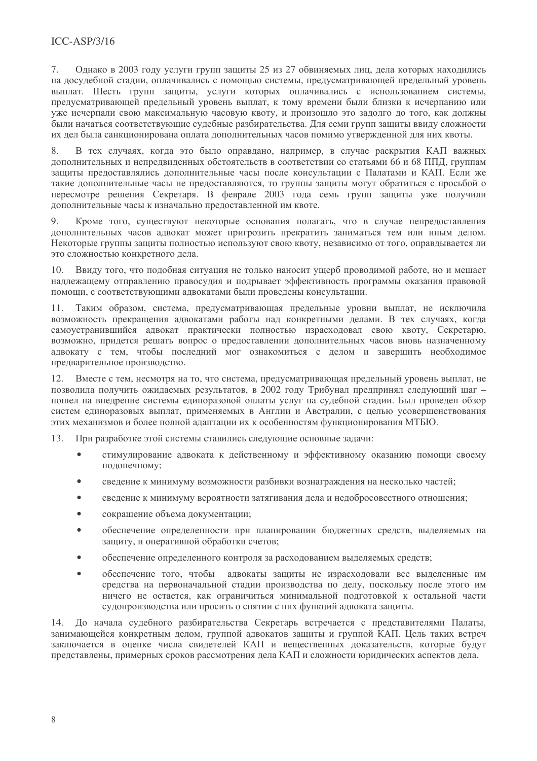7. Однако в 2003 году услуги групп защиты 25 из 27 обвиняемых лиц, дела которых находились на досудебной стадии, оплачивались с помощью системы, предусматривающей предельный уровень выплат. Шесть групп защиты, услуги которых оплачивались с использованием системы, предусматривающей предельный уровень выплат, к тому времени были близки к исчерпанию или уже исчерпали свою максимальную часовую квоту, и произошло это задолго до того, как должны были начаться соответствующие судебные разбирательства. Для семи групп защиты ввиду сложности их дел была санкционирована оплата дополнительных часов помимо утвержденной для них квоты.

8. В тех случаях, когда это было оправдано, например, в случае раскрытия КАП важных дополнительных и непредвиденных обстоятельств в соответствии со статьями 66 и 68 ППД, группам защиты предоставлялись дополнительные часы после консультации с Палатами и КАП. Если же такие дополнительные часы не предоставляются, то группы защиты могут обратиться с просьбой о пересмотре решения Секретаря. В феврале 2003 года семь групп защиты уже получили дополнительные часы к изначально предоставленной им квоте.

9. Кроме того, существуют некоторые основания полагать, что в случае непредоставления дополнительных часов адвокат может пригрозить прекратить заниматься тем или иным делом. Некоторые группы защиты полностью используют свою квоту, независимо от того, оправдывается ли это сложностью конкретного дела.

10. Ввиду того, что подобная ситуация не только наносит ущерб проводимой работе, но и мешает надлежащему отправлению правосудия и подрывает эффективность программы оказания правовой помощи, с соответствующими адвокатами были проведены консультации.

11. Таким образом, система, предусматривающая предельные уровни выплат, не исключила возможность прекращения адвокатами работы над конкретными делами. В тех случаях, когда самоустранившийся адвокат практически полностью израсходовал свою квоту, Секретарю, возможно, придется решать вопрос о предоставлении дополнительных часов вновь назначенному адвокату с тем, чтобы последний мог ознакомиться с делом и завершить необходимое предварительное производство.

12. Вместе с тем, несмотря на то, что система, предусматривающая предельный уровень выплат, не позволила получить ожидаемых результатов, в 2002 году Трибунал предпринял следующий шаг – пошел на внедрение системы единоразовой оплаты услуг на судебной стадии. Был проведен обзор систем единоразовых выплат, применяемых в Англии и Австралии, с целью усовершенствования этих механизмов и более полной адаптации их к особенностям функционирования МТБЮ.

13. При разработке этой системы ставились следующие основные задачи:

- стимулирование адвоката к действенному и эффективному оказанию помощи своему подопечному;
- сведение к минимуму возможности разбивки вознаграждения на несколько частей;
- сведение к минимуму вероятности затягивания дела и недобросовестного отношения;
- сокращение объема документации;
- обеспечение определенности при планировании бюджетных средств, выделяемых на защиту, и оперативной обработки счетов;
- обеспечение определенного контроля за расходованием выделяемых средств;
- обеспечение того, чтобы адвокаты защиты не израсходовали все выделенные им средства на первоначальной стадии производства по делу, поскольку после этого им ничего не остается, как ограничиться минимальной подготовкой к остальной части судопроизводства или просить о снятии с них функций адвоката защиты.

14. До начала судебного разбирательства Секретарь встречается с представителями Палаты, занимающейся конкретным делом, группой адвокатов защиты и группой КАП. Цель таких встреч заключается в оценке числа свидетелей КАП и вещественных доказательств, которые будут представлены, примерных сроков рассмотрения дела КАП и сложности юридических аспектов дела.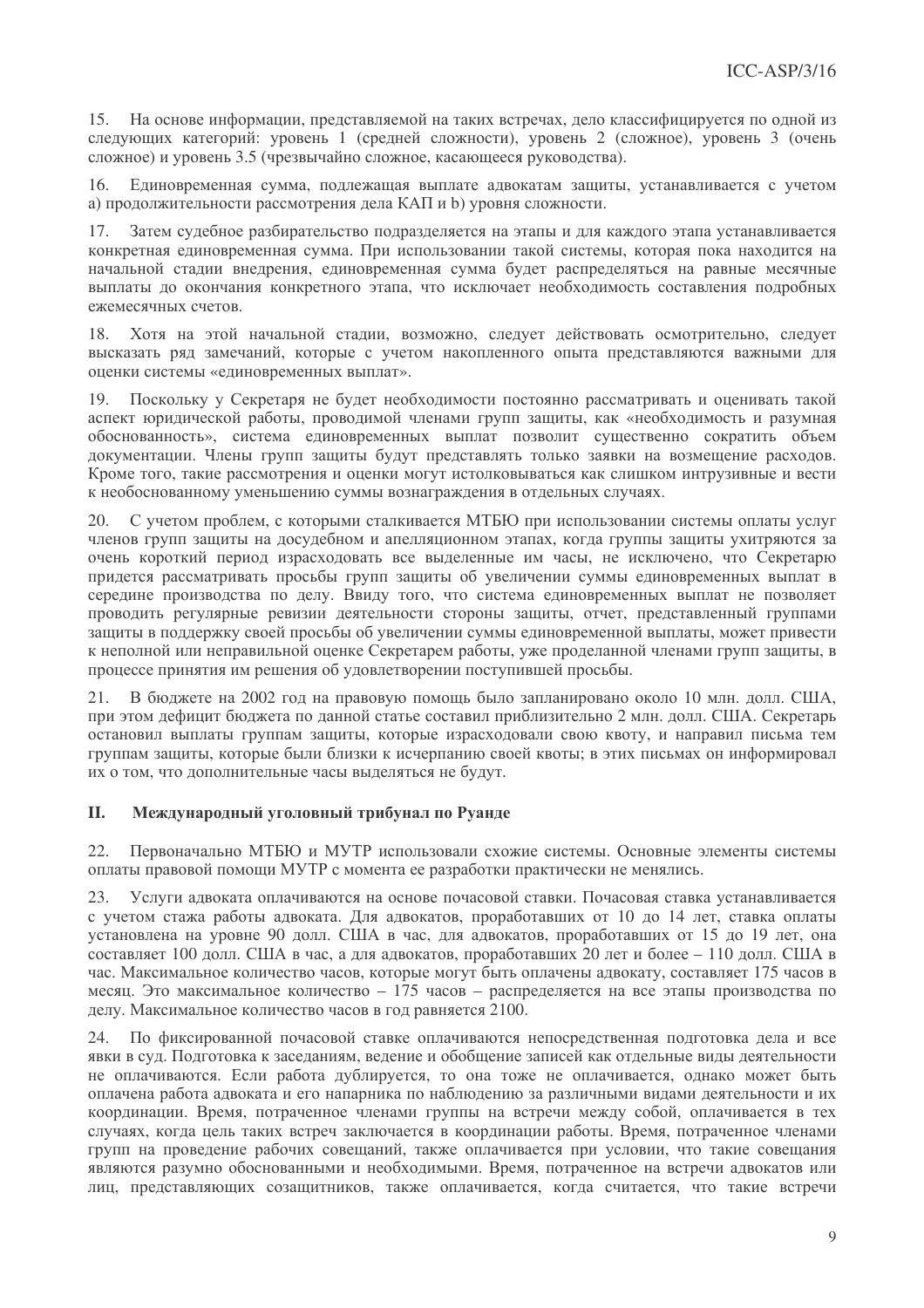15. На основе информации, представляемой на таких встречах, дело классифицируется по одной из следующих категорий: уровень 1 (средней сложности), уровень 2 (сложное), уровень 3 (очень сложное) и уровень 3.5 (чрезвычайно сложное, касающееся руководства).

16. Единовременная сумма, подлежащая выплате адвокатам защиты, устанавливается с учетом a) продолжительности рассмотрения дела КАП и b) уровня сложности.

17. Затем судебное разбирательство подразделяется на этапы и для каждого этапа устанавливается конкретная единовременная сумма. При использовании такой системы, которая пока находится на начальной стадии внедрения, единовременная сумма будет распределяться на равные месячные выплаты до окончания конкретного этапа, что исключает необходимость составления подробных ежемесячных счетов.

18. Хотя на этой начальной стадии, возможно, следует действовать осмотрительно, следует высказать ряд замечаний, которые с учетом накопленного опыта представляются важными для оценки системы «единовременных выплат».

19. Поскольку у Секретаря не будет необходимости постоянно рассматривать и оценивать такой аспект юридической работы, проводимой членами групп защиты, как «необходимость и разумная обоснованность», система единовременных выплат позволит существенно сократить объем документации. Члены групп защиты будут представлять только заявки на возмещение расходов. Кроме того, такие рассмотрения и оценки могут истолковываться как слишком интрузивные и вести к необоснованному уменьшению суммы вознаграждения в отдельных случаях.

20. С учетом проблем, с которыми сталкивается МТБЮ при использовании системы оплаты услуг членов групп защиты на досудебном и апелляционном этапах, когда группы защиты ухитряются за очень короткий период израсходовать все выделенные им часы, не исключено, что Секретарю придется рассматривать просьбы групп защиты об увеличении суммы единовременных выплат в середине производства по делу. Ввиду того, что система единовременных выплат не позволяет проводить регулярные ревизии деятельности стороны защиты, отчет, представленный группами защиты в поддержку своей просьбы об увеличении суммы единовременной выплаты, может привести к неполной или неправильной оценке Секретарем работы, уже проделанной членами групп защиты, в процессе принятия им решения об удовлетворении поступившей просьбы.

21. В бюджете на 2002 год на правовую помощь было запланировано около 10 млн. долл. США, при этом дефицит бюджета по данной статье составил приблизительно 2 млн. долл. США. Секретарь остановил выплаты группам защиты, которые израсходовали свою квоту, и направил письма тем группам защиты, которые были близки к исчерпанию своей квоты; в этих письмах он информировал их о том, что дополнительные часы выделяться не будут.

## II. Международный уголовный трибунал по Руанде

22. Первоначально МТБЮ и МУТР использовали схожие системы. Основные элементы системы оплаты правовой помощи МУТР с момента ее разработки практически не менялись.

23. Услуги адвоката оплачиваются на основе почасовой ставки. Почасовая ставка устанавливается с учетом стажа работы адвоката. Для адвокатов, проработавших от 10 до 14 лет, ставка оплаты установлена на уровне 90 долл. США в час, для адвокатов, проработавших от 15 до 19 лет, она составляет 100 долл. США в час, а для адвокатов, проработавших 20 лет и более – 110 долл. США в час. Максимальное количество часов, которые могут быть оплачены адвокату, составляет 175 часов в месяц. Это максимальное количество – 175 часов – распределяется на все этапы производства по делу. Максимальное количество часов в год равняется 2100.

24. По фиксированной почасовой ставке оплачиваются непосредственная подготовка дела и все явки в суд. Подготовка к заседаниям, ведение и обобщение записей как отдельные виды деятельности не оплачиваются. Если работа дублируется, то она тоже не оплачивается, однако может быть оплачена работа адвоката и его напарника по наблюдению за различными видами деятельности и их координации. Время, потраченное членами группы на встречи между собой, оплачивается в тех случаях, когда цель таких встреч заключается в координации работы. Время, потраченное членами групп на проведение рабочих совещаний, также оплачивается при условии, что такие совещания являются разумно обоснованными и необходимыми. Время, потраченное на встречи адвокатов или лиц, представляющих созащитников, также оплачивается, когда считается, что такие встречи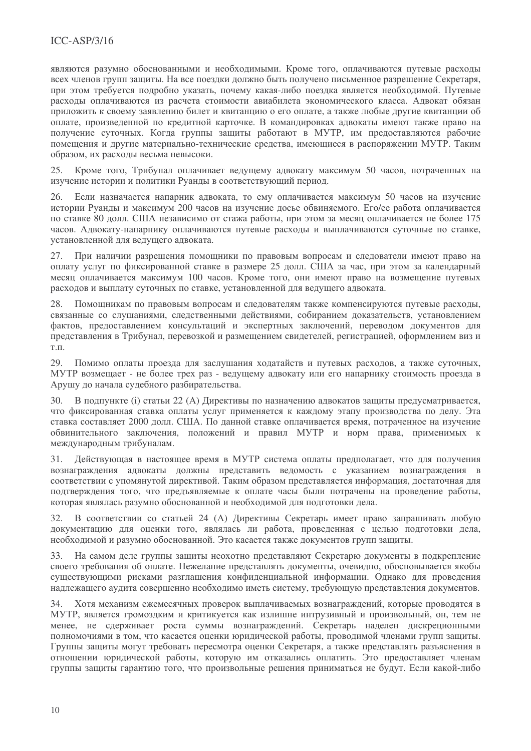являются разумно обоснованными и необходимыми. Кроме того, оплачиваются путевые расходы всех членов групп защиты. На все поездки должно быть получено письменное разрешение Секретаря, при этом требуется подробно указать, почему какая-либо поездка является необходимой. Путевые расходы оплачиваются из расчета стоимости авиабилета экономического класса. Адвокат обязан приложить к своему заявлению билет и квитанцию о его оплате, а также любые другие квитанции об оплате, произведенной по кредитной карточке. В командировках адвокаты имеют также право на получение суточных. Когда группы защиты работают в МУТР, им предоставляются рабочие помещения и другие материально-технические средства, имеющиеся в распоряжении МУТР. Таким образом, их расходы весьма невысоки.

25. Кроме того, Трибунал оплачивает ведущему адвокату максимум 50 часов, потраченных на изучение истории и политики Руанды в соответствующий период.

26. Если назначается напарник адвоката, то ему оплачивается максимум 50 часов на изучение истории Руанды и максимум 200 часов на изучение досье обвиняемого. Его/ее работа оплачивается по ставке 80 долл. США независимо от стажа работы, при этом за месяц оплачивается не более 175 часов. Адвокату-напарнику оплачиваются путевые расходы и выплачиваются суточные по ставке, установленной для ведущего адвоката.

27. При наличии разрешения помощники по правовым вопросам и следователи имеют право на оплату услуг по фиксированной ставке в размере 25 долл. США за час, при этом за календарный месяц оплачивается максимум 100 часов. Кроме того, они имеют право на возмещение путевых расходов и выплату суточных по ставке, установленной для ведущего адвоката.

28. Помощникам по правовым вопросам и следователям также компенсируются путевые расходы, связанные со слушаниями, следственными действиями, собиранием доказательств, установлением фактов, предоставлением консультаций и экспертных заключений, переводом документов для представления в Трибунал, перевозкой и размещением свидетелей, регистрацией, оформлением виз и т.п.

29. Помимо оплаты проезда для заслушания ходатайств и путевых расходов, а также суточных, МУТР возмещает - не более трех раз - ведущему адвокату или его напарнику стоимость проезда в Арушу до начала судебного разбирательства.

30. В подпункте (i) статьи 22 (A) Директивы по назначению адвокатов защиты предусматривается, что фиксированная ставка оплаты услуг применяется к каждому этапу производства по делу. Эта ставка составляет 2000 долл. США. По данной ставке оплачивается время, потраченное на изучение обвинительного заключения, положений и правил МУТР и норм права, применимых к международным трибуналам.

31. Действующая в настоящее время в МУТР система оплаты предполагает, что для получения вознаграждения адвокаты должны представить ведомость с указанием вознаграждения в соответствии с упомянутой директивой. Таким образом представляется информация, достаточная для подтверждения того, что предъявляемые к оплате часы были потрачены на проведение работы, которая являлась разумно обоснованной и необходимой для подготовки дела.

32. В соответствии со статьей 24 (A) Директивы Секретарь имеет право запрашивать любую документацию для оценки того, являлась ли работа, проведенная с целью подготовки дела, необходимой и разумно обоснованной. Это касается также документов групп защиты.

33. На самом деле группы защиты неохотно представляют Секретарю документы в подкрепление своего требования об оплате. Нежелание представлять документы, очевидно, обосновывается якобы существующими рисками разглашения конфиденциальной информации. Однако для проведения надлежащего аудита совершенно необходимо иметь систему, требующую представления документов.

34. Хотя механизм ежемесячных проверок выплачиваемых вознаграждений, которые проводятся в МУТР, является громоздким и критикуется как излишне интрузивный и произвольный, он, тем не менее, не сдерживает роста суммы вознаграждений. Секретарь наделен дискреционными полномочиями в том, что касается оценки юридической работы, проводимой членами групп защиты. Группы защиты могут требовать пересмотра оценки Секретаря, а также представлять разъяснения в отношении юридической работы, которую им отказались оплатить. Это предоставляет членам группы защиты гарантию того, что произвольные решения приниматься не будут. Если какой-либо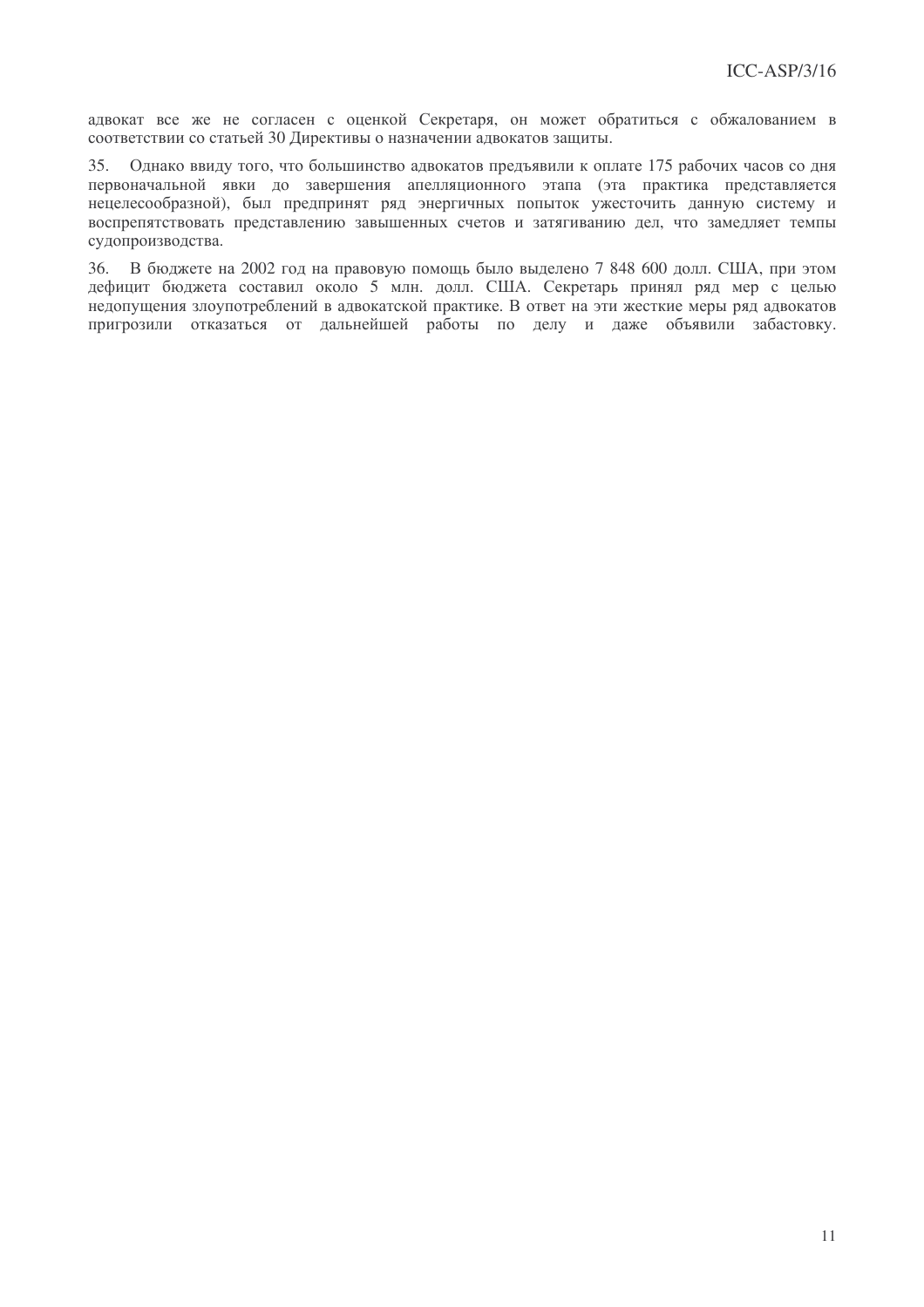адвокат все же не согласен с оценкой Секретаря, он может обратиться с обжалованием в соответствии со статьей 30 Директивы о назначении адвокатов защиты.

35. Однако ввиду того, что большинство адвокатов предъявили к оплате 175 рабочих часов со дня первоначальной явки до завершения апелляционного этапа (эта практика представляется нецелесообразной), был предпринят ряд энергичных попыток ужесточить данную систему и воспрепятствовать представлению завышенных счетов и затягиванию дел, что замедляет темпы судопроизводства.

36. В бюджете на 2002 год на правовую помощь было выделено 7 848 600 долл. США, при этом дефицит бюджета составил около 5 млн. долл. США. Секретарь принял ряд мер с целью недопущения злоупотреблений в адвокатской практике. В ответ на эти жесткие меры ряд адвокатов пригрозили отказаться от дальнейшей работы по делу и даже объявили забастовку.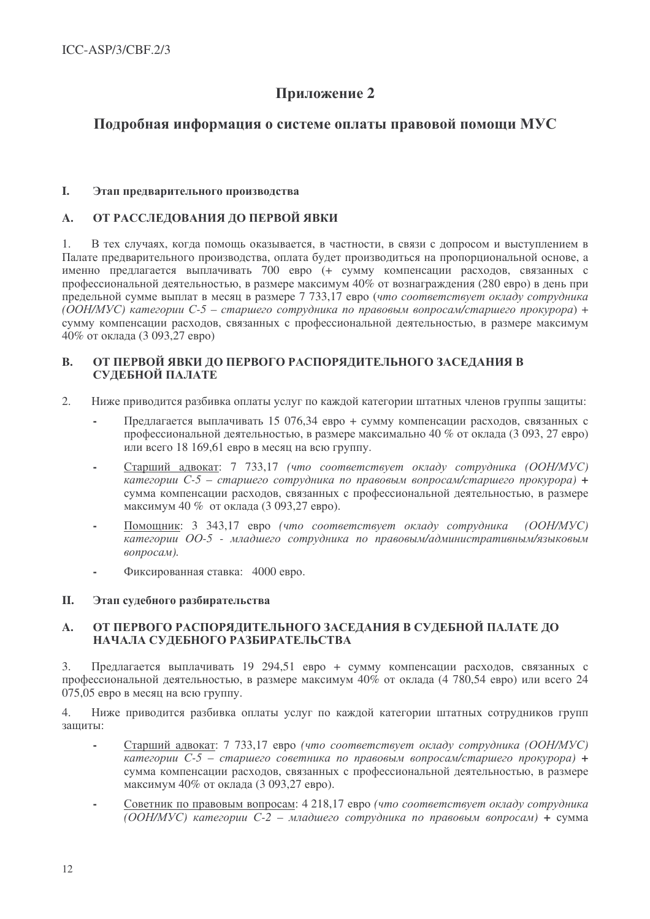# Приложение 2

## Подробная информация о системе оплаты правовой помощи МУС

### I. Этап предварительного производства

#### A. ОТ РАССЛЕДОВАНИЯ ДО ПЕРВОЙ ЯВКИ

1. В тех случаях, когда помощь оказывается, в частности, в связи с допросом и выступлением в Палате предварительного производства, оплата будет производиться на пропорциональной основе, а именно предлагается выплачивать 700 евро (+ сумму компенсации расходов, связанных с профессиональной деятельностью, в размере максимум 40% от вознаграждения (280 евро) в день при предельной сумме выплат в месяц в размере 7 733,17 евро (*что соответствует окладу сотрудника (ООН/МУС) категории С-5 – старшего сотрудника по правовым вопросам/старшего прокурора*) + сумму компенсации расходов, связанных с профессиональной деятельностью, в размере максимум 40% от оклада (3 093,27 евро)

#### B. ОТ ПЕРВОЙ ЯВКИ ДО ПЕРВОГО РАСПОРЯДИТЕЛЬНОГО ЗАСЕДАНИЯ В СУДЕБНОЙ ПАЛАТЕ

2. Ниже приводится разбивка оплаты услуг по каждой категории штатных членов группы защиты:

- Предлагается выплачивать 15 076,34 евро + сумму компенсации расходов, связанных с профессиональной деятельностью, в размере максимально 40 % от оклада (3 093, 27 евро) или всего 18 169,61 евро в месяц на всю группу.
- Старший адвокат: 7 733,17 (*что соответствует окладу сотрудника (ООН/МУС) категории С-5 – старшего сотрудника по правовым вопросам/старшего прокурора*) + сумма компенсации расходов, связанных с профессиональной деятельностью, в размере максимум 40 % от оклада (3 093,27 евро).
- Помощник: 3 343,17 евро (*что соответствует окладу сотрудника (ООН/МУС) категории ОО-5 - младшего сотрудника по правовым/административным/языковым вопросам).*
- Фиксированная ставка: 4000 евро.

### II. Этап судебного разбирательства

#### A. ОТ ПЕРВОГО РАСПОРЯДИТЕЛЬНОГО ЗАСЕДАНИЯ В СУДЕБНОЙ ПАЛАТЕ ДО НАЧАЛА СУДЕБНОГО РАЗБИРАТЕЛЬСТВА

3. Предлагается выплачивать 19 294,51 евро + сумму компенсации расходов, связанных с профессиональной деятельностью, в размере максимум 40% от оклада (4 780,54 евро) или всего 24 075,05 евро в месяц на всю группу.

4. Ниже приводится разбивка оплаты услуг по каждой категории штатных сотрудников групп защиты:

- Старший адвокат: 7 733,17 евро (*что соответствует окладу сотрудника (ООН/МУС) категории С-5 – старшего советника по правовым вопросам/старшего прокурора*) + сумма компенсации расходов, связанных с профессиональной деятельностью, в размере максимум 40% от оклада (3 093,27 евро).
- Советник по правовым вопросам: 4 218,17 евро (*что соответствует окладу сотрудника (ООН/МУС) категории С-2 – младшего сотрудника по правовым вопросам*) + сумма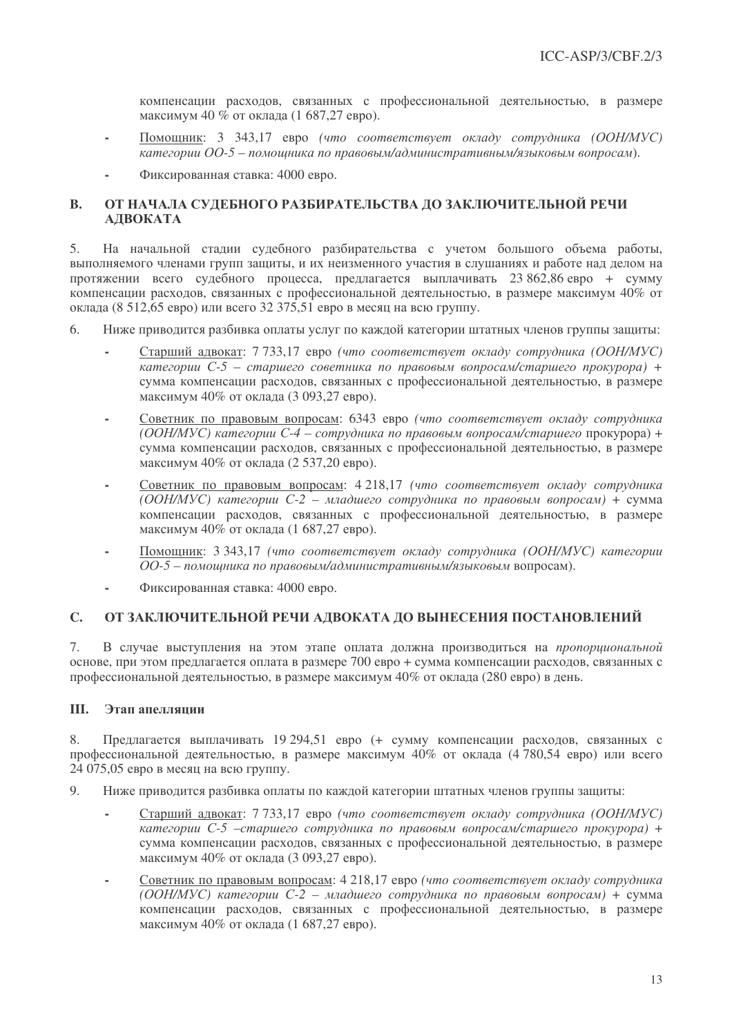компенсации расходов, связанных с профессиональной деятельностью, в размере максимум 40 % от оклада (1 687,27 евро).

- Помощник: 3 343,17 евро *(что соответствует окладу сотрудника (ООН/МУС) категории ОО-5 – помощника по правовым/административным/языковым вопросам)*.
- Фиксированная ставка: 4000 евро.

## B. ОТ НАЧАЛА СУДЕБНОГО РАЗБИРАТЕЛЬСТВА ДО ЗАКЛЮЧИТЕЛЬНОЙ РЕЧИ АДВОКАТА

5. На начальной стадии судебного разбирательства с учетом большого объема работы, выполняемого членами групп защиты, и их неизменного участия в слушаниях и работе над делом на протяжении всего судебного процесса, предлагается выплачивать 23 862,86 евро + сумму компенсации расходов, связанных с профессиональной деятельностью, в размере максимум 40% от оклада (8 512,65 евро) или всего 32 375,51 евро в месяц на всю группу.

6. Ниже приводится разбивка оплаты услуг по каждой категории штатных членов группы защиты:

- Старший адвокат: 7 733,17 евро *(что соответствует окладу сотрудника (ООН/МУС) категории С-5 – старшего советника по правовым вопросам/старшего прокурора)* + сумма компенсации расходов, связанных с профессиональной деятельностью, в размере максимум 40% от оклада (3 093,27 евро).
- Советник по правовым вопросам: 6343 евро *(что соответствует окладу сотрудника (ООН/МУС) категории С-4 – сотрудника по правовым вопросам/старшего* прокурора) + сумма компенсации расходов, связанных с профессиональной деятельностью, в размере максимум 40% от оклада (2 537,20 евро).
- Советник по правовым вопросам: 4 218,17 *(что соответствует окладу сотрудника (ООН/МУС) категории С-2 – младшего сотрудника по правовым вопросам)* + сумма компенсации расходов, связанных с профессиональной деятельностью, в размере максимум 40% от оклада (1 687,27 евро).
- Помощник: 3 343,17 *(что соответствует окладу сотрудника (ООН/МУС) категории ОО-5 – помощника по правовым/административным/языковым* вопросам).
- Фиксированная ставка: 4000 евро.

## C. ОТ ЗАКЛЮЧИТЕЛЬНОЙ РЕЧИ АДВОКАТА ДО ВЫНЕСЕНИЯ ПОСТАНОВЛЕНИЙ

7. В случае выступления на этом этапе оплата должна производиться на *пропорциональной* основе, при этом предлагается оплата в размере 700 евро + сумма компенсации расходов, связанных с профессиональной деятельностью, в размере максимум 40% от оклада (280 евро) в день.

## III. Этап апелляции

8. Предлагается выплачивать 19 294,51 евро (+ сумму компенсации расходов, связанных с профессиональной деятельностью, в размере максимум 40% от оклада (4 780,54 евро) или всего 24 075,05 евро в месяц на всю группу.

9. Ниже приводится разбивка оплаты по каждой категории штатных членов группы защиты:

- Старший адвокат: 7 733,17 евро *(что соответствует окладу сотрудника (ООН/МУС) категории С-5 –старшего сотрудника по правовым вопросам/старшего прокурора)* + сумма компенсации расходов, связанных с профессиональной деятельностью, в размере максимум 40% от оклада (3 093,27 евро).
- Советник по правовым вопросам: 4 218,17 евро *(что соответствует окладу сотрудника (ООН/МУС) категории С-2 – младшего сотрудника по правовым вопросам)* + сумма компенсации расходов, связанных с профессиональной деятельностью, в размере максимум 40% от оклада (1 687,27 евро).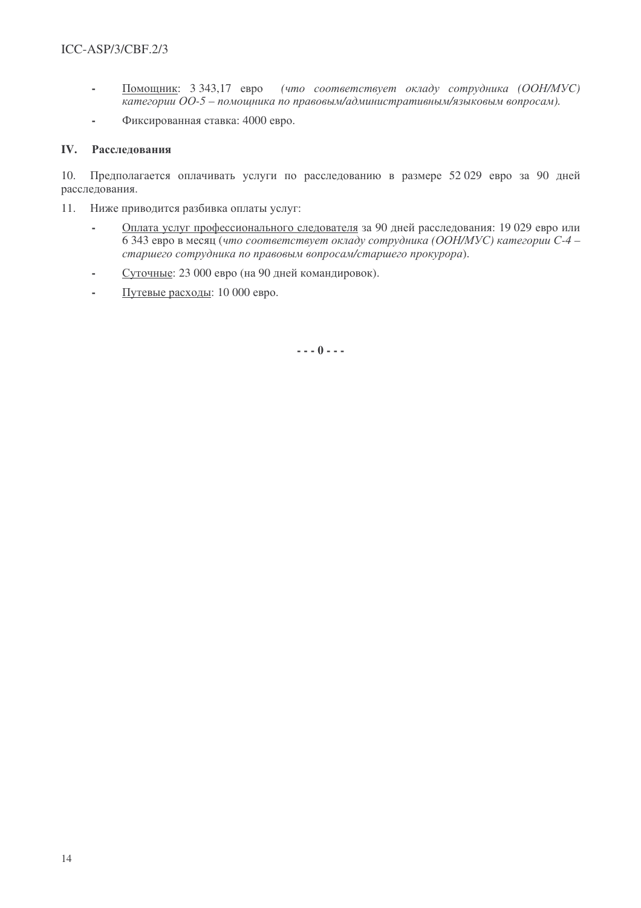- Помощник: 3 343,17 евро *(что соответствует окладу сотрудника (ООН/МУС) категории ОО-5 – помощника по правовым/административным/языковым вопросам).*

- Фиксированная ставка: 4000 евро.

## IV. Расследования

10. Предполагается оплачивать услуги по расследованию в размере 52 029 евро за 90 дней расследования.

11. Ниже приводится разбивка оплаты услуг:

 - Оплата услуг профессионального следователя за 90 дней расследования: 19 029 евро или 6 343 евро в месяц (*что соответствует окладу сотрудника (ООН/МУС) категории С-4 – старшего сотрудника по правовым вопросам/старшего прокурора*).

 - Суточные: 23 000 евро (на 90 дней командировок).

 - Путевые расходы: 10 000 евро.

**- - - 0 - - -**